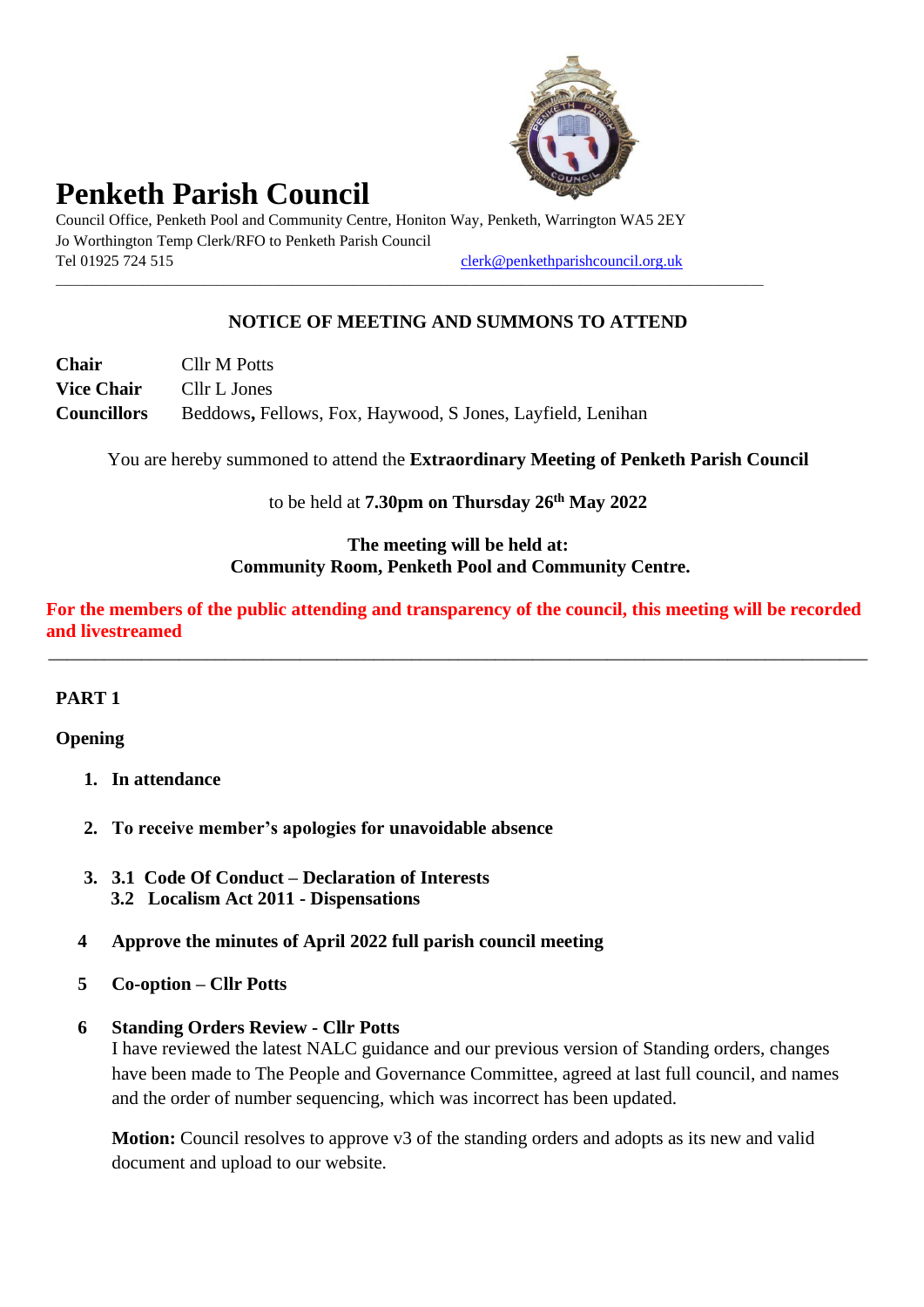# Penketh Parish Council

Council Office, Penketh Pool and Community Centre, Honiton Way, Penketh, Warrington WA5 2EY
Jo Worthington Temp Clerk/RFO to Penketh Parish Council
Tel 01925 724 515 clerk@penkethparishcouncil.org.uk

---

**NOTICE OF MEETING AND SUMMONS TO ATTEND**

**Chair** Cllr M Potts
**Vice Chair** Cllr L Jones
**Councillors** Beddows**,** Fellows, Fox, Haywood, S Jones, Layfield, Lenihan

You are hereby summoned to attend the **Extraordinary Meeting of Penketh Parish Council**

to be held at **7.30pm on Thursday 26th May 2022**

**The meeting will be held at:**
**Community Room, Penketh Pool and Community Centre.**

**For the members of the public attending and transparency of the council, this meeting will be recorded and livestreamed**

---

**PART 1**

**Opening**

1. **In attendance**

2. **To receive member's apologies for unavoidable absence**

3. **3.1 Code Of Conduct – Declaration of Interests**
   **3.2 Localism Act 2011 - Dispensations**

4 **Approve the minutes of April 2022 full parish council meeting**

5 **Co-option – Cllr Potts**

6 **Standing Orders Review - Cllr Potts**
I have reviewed the latest NALC guidance and our previous version of Standing orders, changes have been made to The People and Governance Committee, agreed at last full council, and names and the order of number sequencing, which was incorrect has been updated.

**Motion:** Council resolves to approve v3 of the standing orders and adopts as its new and valid document and upload to our website.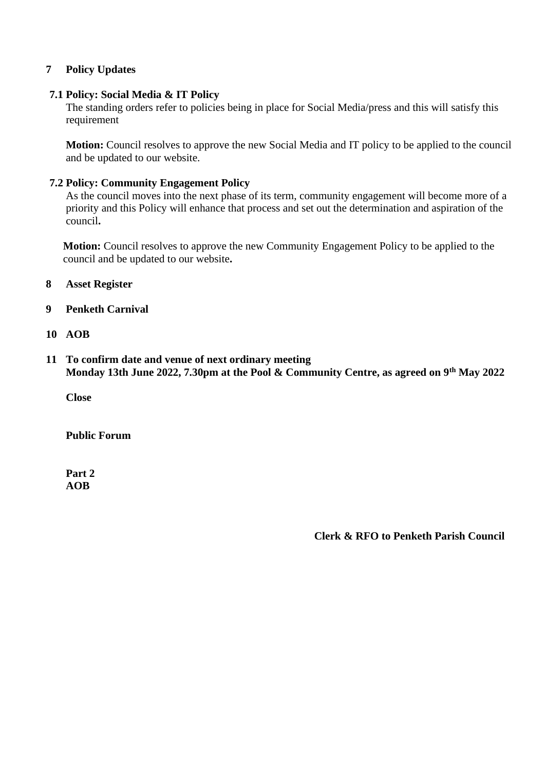**7 Policy Updates**

**7.1 Policy: Social Media & IT Policy**

The standing orders refer to policies being in place for Social Media/press and this will satisfy this requirement

**Motion:** Council resolves to approve the new Social Media and IT policy to be applied to the council and be updated to our website.

**7.2 Policy: Community Engagement Policy**

As the council moves into the next phase of its term, community engagement will become more of a priority and this Policy will enhance that process and set out the determination and aspiration of the council**.**

**Motion:** Council resolves to approve the new Community Engagement Policy to be applied to the council and be updated to our website**.**

**8 Asset Register**

**9 Penketh Carnival**

**10 AOB**

**11 To confirm date and venue of next ordinary meeting**
**Monday 13th June 2022, 7.30pm at the Pool & Community Centre, as agreed on 9th May 2022**

**Close**

**Public Forum**

**Part 2**
**AOB**

**Clerk & RFO to Penketh Parish Council**